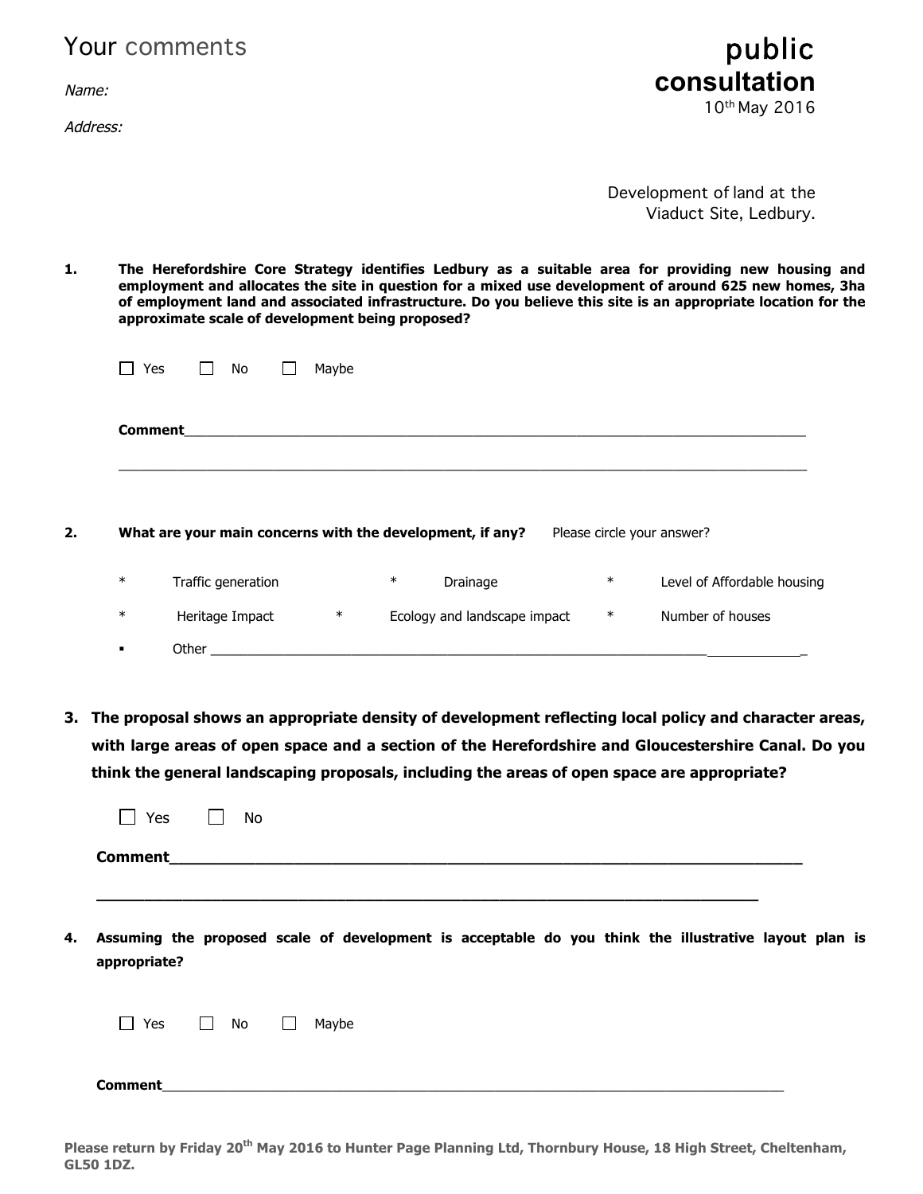# Your comments

# public consultation

10th May 2016

*Name:*

*Address:*

Development of land at the Viaduct Site, Ledbury.

**1. The Herefordshire Core Strategy identifies Ledbury as a suitable area for providing new housing and employment and allocates the site in question for a mixed use development of around 625 new homes, 3ha of employment land and associated infrastructure. Do you believe this site is an appropriate location for the approximate scale of development being proposed?**

☐ Yes ☐ No ☐ Maybe

**Comment**___________________________________________________________________________

_____________________________________________________________________________________

**2. What are your main concerns with the development, if any?** Please circle your answer?

* Traffic generation
* Drainage
* Level of Affordable housing
* Heritage Impact
* Ecology and landscape impact
* Number of houses
* Other ______________________________________________________________________

**3. The proposal shows an appropriate density of development reflecting local policy and character areas, with large areas of open space and a section of the Herefordshire and Gloucestershire Canal. Do you think the general landscaping proposals, including the areas of open space are appropriate?**

☐ Yes ☐ No

**Comment**___________________________________________________________________________

_____________________________________________________________________________________

**4. Assuming the proposed scale of development is acceptable do you think the illustrative layout plan is appropriate?**

☐ Yes ☐ No ☐ Maybe

**Comment**___________________________________________________________________________

**Please return by Friday 20th May 2016 to Hunter Page Planning Ltd, Thornbury House, 18 High Street, Cheltenham, GL50 1DZ.**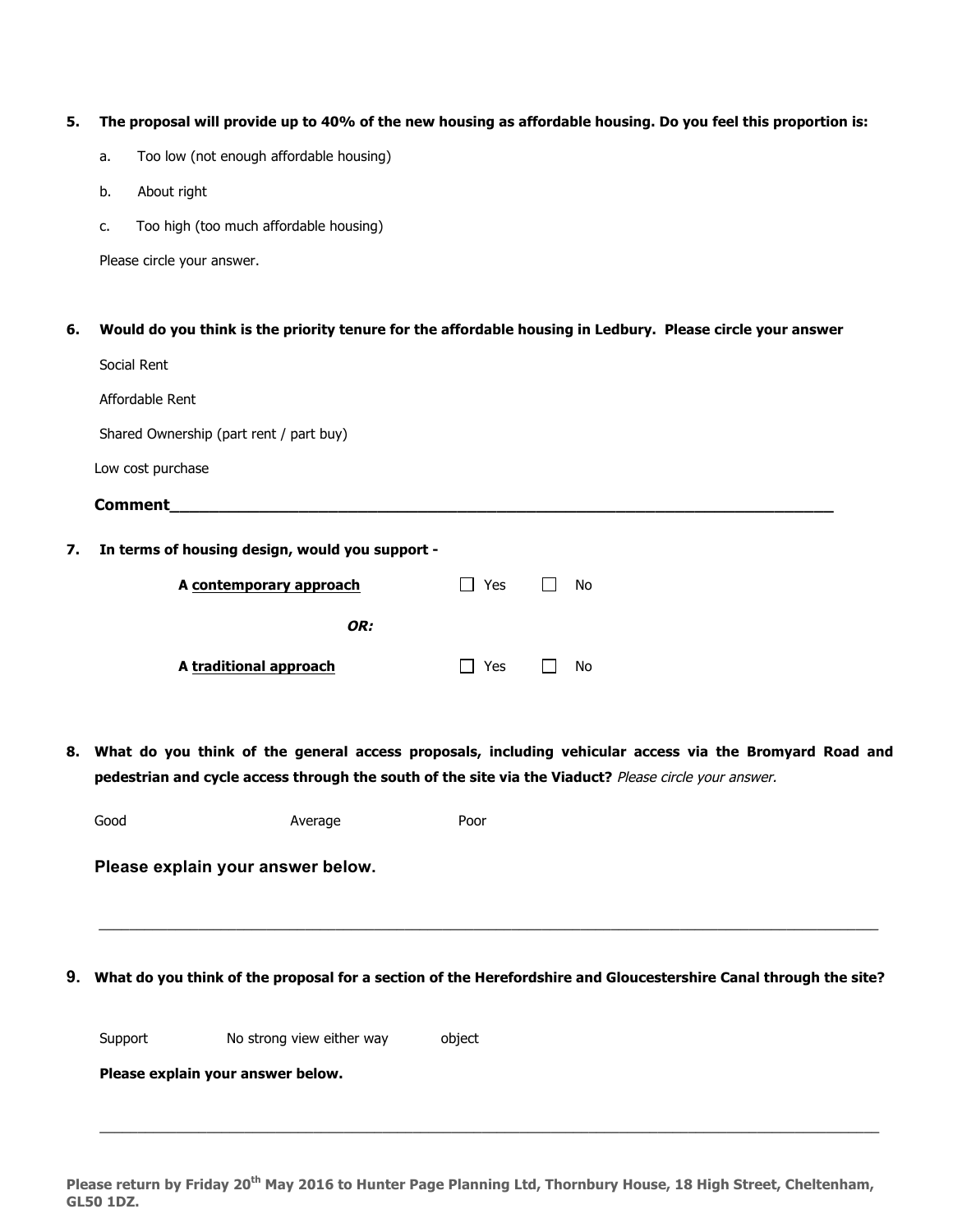**5. The proposal will provide up to 40% of the new housing as affordable housing. Do you feel this proportion is:**

a. Too low (not enough affordable housing)

b. About right

c. Too high (too much affordable housing)

Please circle your answer.

**6. Would do you think is the priority tenure for the affordable housing in Ledbury. Please circle your answer**

Social Rent

Affordable Rent

Shared Ownership (part rent / part buy)

Low cost purchase

**Comment**______________________________________________________________________

**7. In terms of housing design, would you support -**

**A <u>contemporary approach</u>** ☐ Yes ☐ No

***OR:***

**A <u>traditional approach</u>** ☐ Yes ☐ No

**8. What do you think of the general access proposals, including vehicular access via the Bromyard Road and pedestrian and cycle access through the south of the site via the Viaduct?** *Please circle your answer.*

Good Average Poor

**Please explain your answer below.**

______________________________________________________________________

**9. What do you think of the proposal for a section of the Herefordshire and Gloucestershire Canal through the site?**

Support No strong view either way object

**Please explain your answer below.**

______________________________________________________________________

**Please return by Friday 20th May 2016 to Hunter Page Planning Ltd, Thornbury House, 18 High Street, Cheltenham, GL50 1DZ.**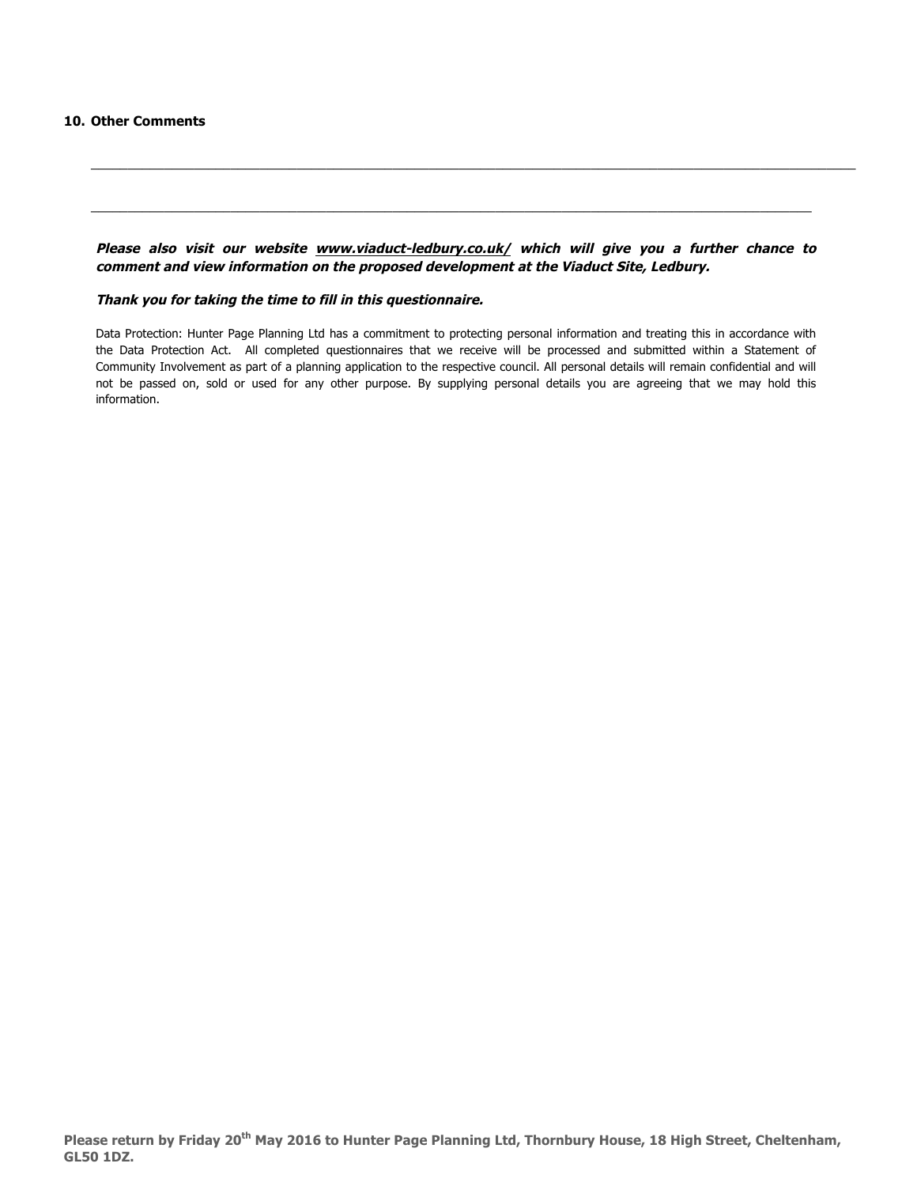**10. Other Comments**

\_\_\_\_\_\_\_\_\_\_\_\_\_\_\_\_\_\_\_\_\_\_\_\_\_\_\_\_\_\_\_\_\_\_\_\_\_\_\_\_\_\_\_\_\_\_\_\_\_\_\_\_\_\_\_\_\_\_\_\_\_\_\_\_\_\_\_\_\_\_\_\_\_\_\_\_\_\_

\_\_\_\_\_\_\_\_\_\_\_\_\_\_\_\_\_\_\_\_\_\_\_\_\_\_\_\_\_\_\_\_\_\_\_\_\_\_\_\_\_\_\_\_\_\_\_\_\_\_\_\_\_\_\_\_\_\_\_\_\_\_\_\_\_\_\_\_\_\_\_\_\_\_

***Please also visit our website www.viaduct-ledbury.co.uk/ which will give you a further chance to comment and view information on the proposed development at the Viaduct Site, Ledbury.***

***Thank you for taking the time to fill in this questionnaire.***

Data Protection: Hunter Page Planning Ltd has a commitment to protecting personal information and treating this in accordance with the Data Protection Act. All completed questionnaires that we receive will be processed and submitted within a Statement of Community Involvement as part of a planning application to the respective council. All personal details will remain confidential and will not be passed on, sold or used for any other purpose. By supplying personal details you are agreeing that we may hold this information.

**Please return by Friday 20th May 2016 to Hunter Page Planning Ltd, Thornbury House, 18 High Street, Cheltenham, GL50 1DZ.**